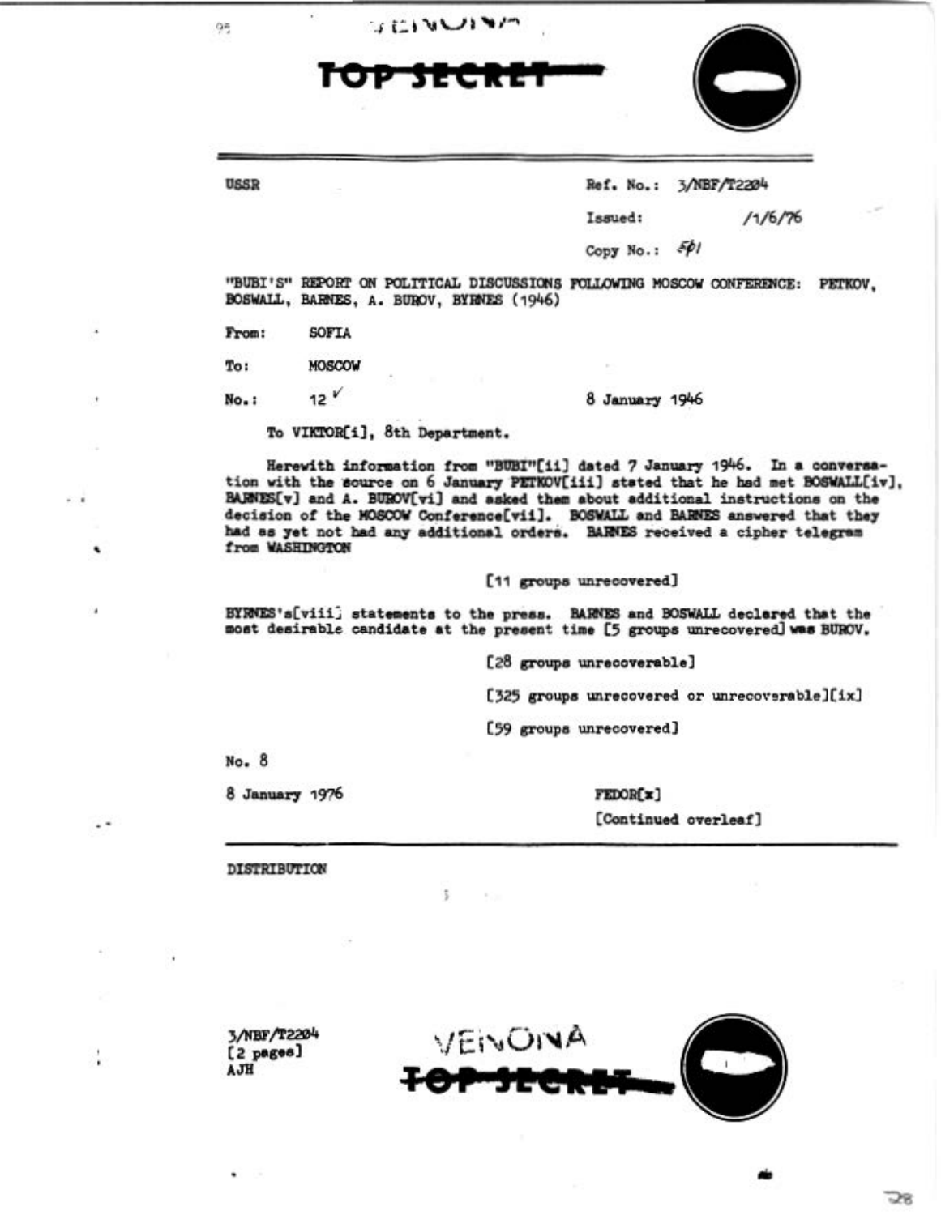VENONA

TOP SECRET

USSR

Ref. No.: 3/NBF/T2204

Issued: /1/6/76

Copy No.: 501

"BUBI'S" REPORT ON POLITICAL DISCUSSIONS FOLLOWING MOSCOW CONFERENCE: PETKOV, BOSWALL, BARNES, A. BUROV, BYRNES (1946)

From: SOFIA

To: MOSCOW

No.: 12 ✓ 8 January 1946

To VIKTOR[i], 8th Department.

Herewith information from "BUBI"[ii] dated 7 January 1946. In a conversation with the source on 6 January PETKOV[iii] stated that he had met BOSWALL[iv], BARNES[v] and A. BUROV[vi] and asked them about additional instructions on the decision of the MOSCOW Conference[vii]. BOSWALL and BARNES answered that they had as yet not had any additional orders. BARNES received a cipher telegram from WASHINGTON

[11 groups unrecovered]

BYRNES's[viii] statements to the press. BARNES and BOSWALL declared that the most desirable candidate at the present time [5 groups unrecovered] was BUROV.

[28 groups unrecoverable]

[325 groups unrecovered or unrecoverable][ix]

[59 groups unrecovered]

No. 8

8 January 1976 FEDOR[x]

[Continued overleaf]

DISTRIBUTION

3/NBF/T2204
[2 pages]
AJH

VENONA

TOP SECRET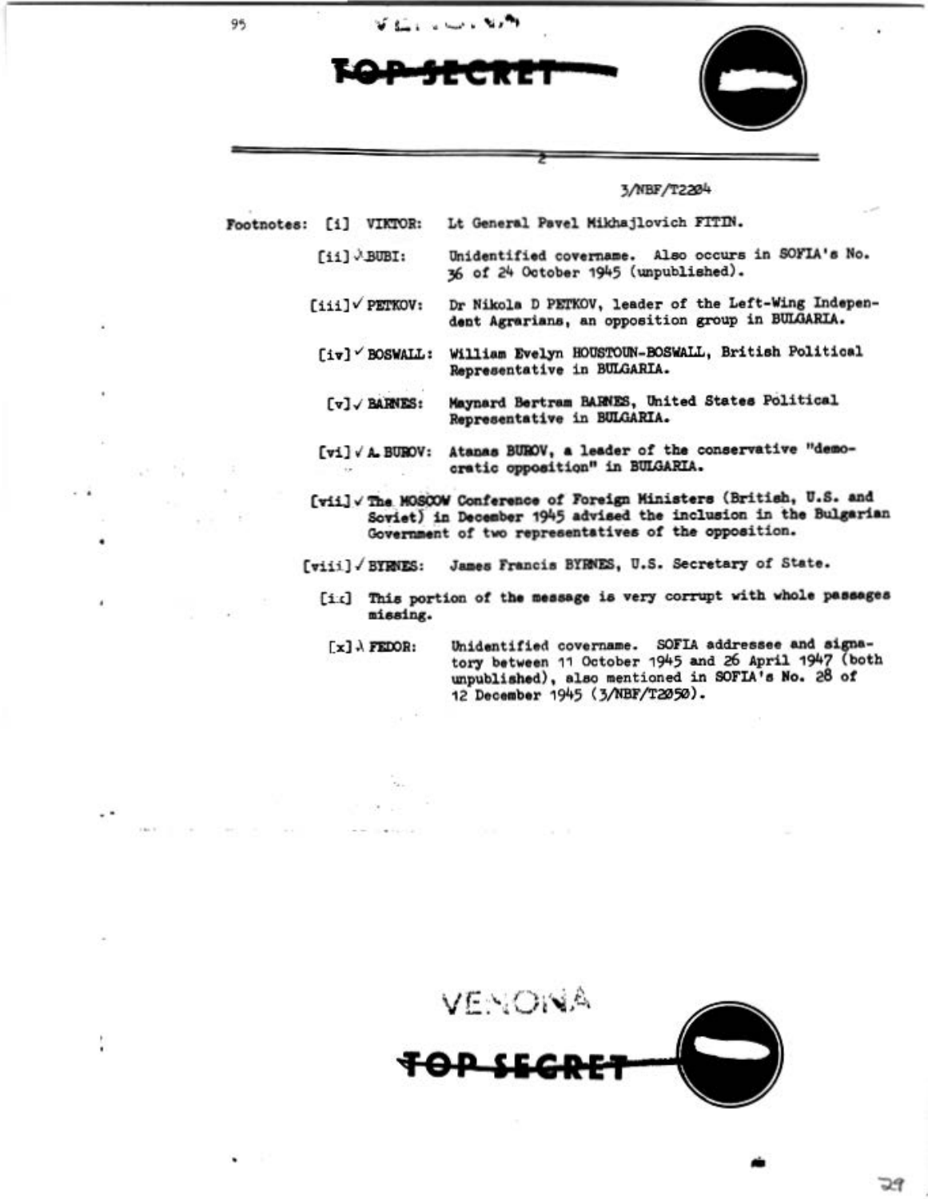**TOP SECRET**

2

3/NBF/T2204

Footnotes:

[i] VIKTOR: Lt General Pavel Mikhajlovich FITIN.

[ii] BUBI: Unidentified covername. Also occurs in SOFIA's No. 36 of 24 October 1945 (unpublished).

[iii] PETKOV: Dr Nikola D PETKOV, leader of the Left-Wing Independent Agrarians, an opposition group in BULGARIA.

[iv] BOSWALL: William Evelyn HOUSTOUN-BOSWALL, British Political Representative in BULGARIA.

[v] BARNES: Maynard Bertram BARNES, United States Political Representative in BULGARIA.

[vi] A. BUROV: Atanas BUROV, a leader of the conservative "democratic opposition" in BULGARIA.

[vii] The MOSCOW Conference of Foreign Ministers (British, U.S. and Soviet) in December 1945 advised the inclusion in the Bulgarian Government of two representatives of the opposition.

[viii] BYRNES: James Francis BYRNES, U.S. Secretary of State.

[ix] This portion of the message is very corrupt with whole passages missing.

[x] FEDOR: Unidentified covername. SOFIA addressee and signatory between 11 October 1945 and 26 April 1947 (both unpublished), also mentioned in SOFIA's No. 28 of 12 December 1945 (3/NBF/T2050).

VENONA

**TOP SECRET**